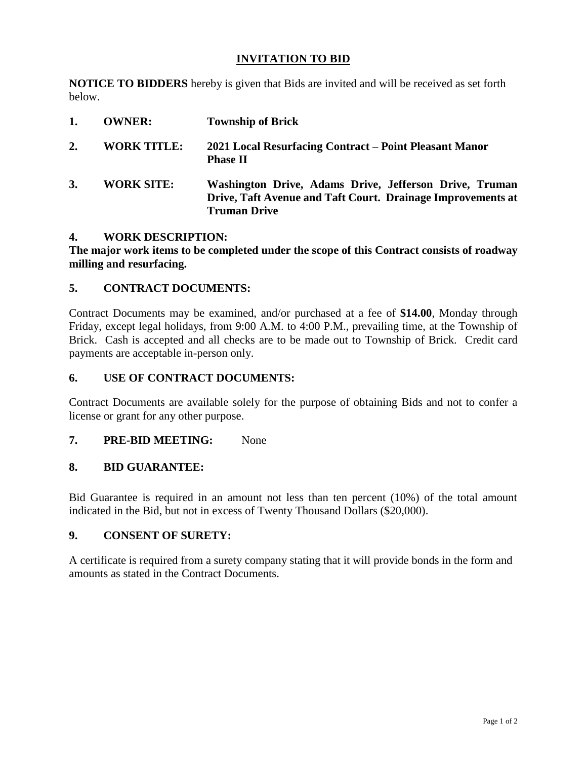# INVITATION TO BID

**NOTICE TO BIDDERS** hereby is given that Bids are invited and will be received as set forth below.

**1. OWNER:** **Township of Brick**

**2. WORK TITLE:** **2021 Local Resurfacing Contract – Point Pleasant Manor Phase II**

**3. WORK SITE:** **Washington Drive, Adams Drive, Jefferson Drive, Truman Drive, Taft Avenue and Taft Court. Drainage Improvements at Truman Drive**

**4. WORK DESCRIPTION:**

**The major work items to be completed under the scope of this Contract consists of roadway milling and resurfacing.**

**5. CONTRACT DOCUMENTS:**

Contract Documents may be examined, and/or purchased at a fee of **$14.00**, Monday through Friday, except legal holidays, from 9:00 A.M. to 4:00 P.M., prevailing time, at the Township of Brick. Cash is accepted and all checks are to be made out to Township of Brick. Credit card payments are acceptable in-person only.

**6. USE OF CONTRACT DOCUMENTS:**

Contract Documents are available solely for the purpose of obtaining Bids and not to confer a license or grant for any other purpose.

**7. PRE-BID MEETING:** None

**8. BID GUARANTEE:**

Bid Guarantee is required in an amount not less than ten percent (10%) of the total amount indicated in the Bid, but not in excess of Twenty Thousand Dollars ($20,000).

**9. CONSENT OF SURETY:**

A certificate is required from a surety company stating that it will provide bonds in the form and amounts as stated in the Contract Documents.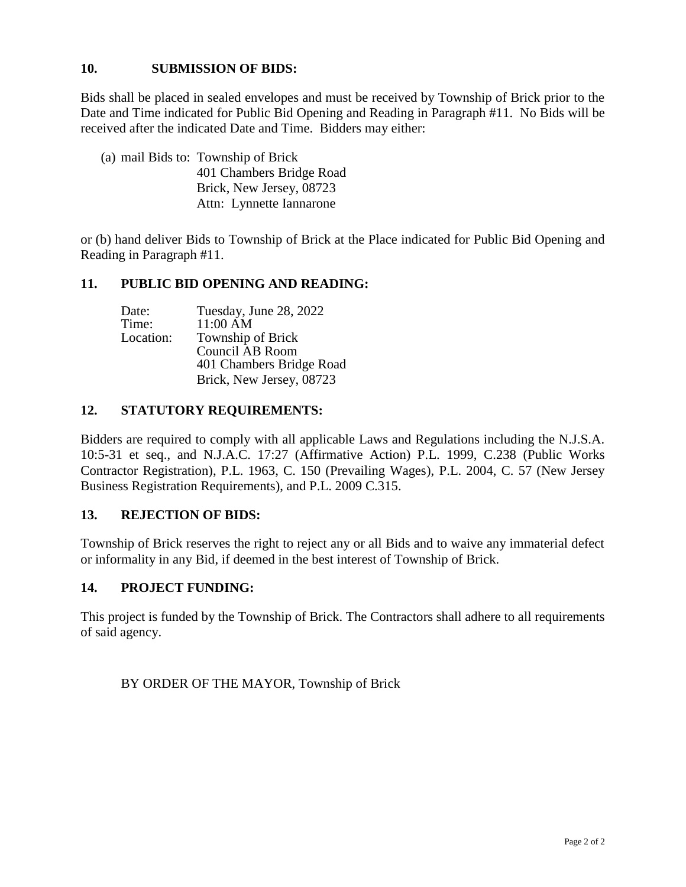## 10. SUBMISSION OF BIDS:

Bids shall be placed in sealed envelopes and must be received by Township of Brick prior to the Date and Time indicated for Public Bid Opening and Reading in Paragraph #11. No Bids will be received after the indicated Date and Time. Bidders may either:

(a) mail Bids to: Township of Brick
401 Chambers Bridge Road
Brick, New Jersey, 08723
Attn: Lynnette Iannarone

or (b) hand deliver Bids to Township of Brick at the Place indicated for Public Bid Opening and Reading in Paragraph #11.

## 11. PUBLIC BID OPENING AND READING:

Date: Tuesday, June 28, 2022
Time: 11:00 AM
Location: Township of Brick
Council AB Room
401 Chambers Bridge Road
Brick, New Jersey, 08723

## 12. STATUTORY REQUIREMENTS:

Bidders are required to comply with all applicable Laws and Regulations including the N.J.S.A. 10:5-31 et seq., and N.J.A.C. 17:27 (Affirmative Action) P.L. 1999, C.238 (Public Works Contractor Registration), P.L. 1963, C. 150 (Prevailing Wages), P.L. 2004, C. 57 (New Jersey Business Registration Requirements), and P.L. 2009 C.315.

## 13. REJECTION OF BIDS:

Township of Brick reserves the right to reject any or all Bids and to waive any immaterial defect or informality in any Bid, if deemed in the best interest of Township of Brick.

## 14. PROJECT FUNDING:

This project is funded by the Township of Brick. The Contractors shall adhere to all requirements of said agency.

BY ORDER OF THE MAYOR, Township of Brick